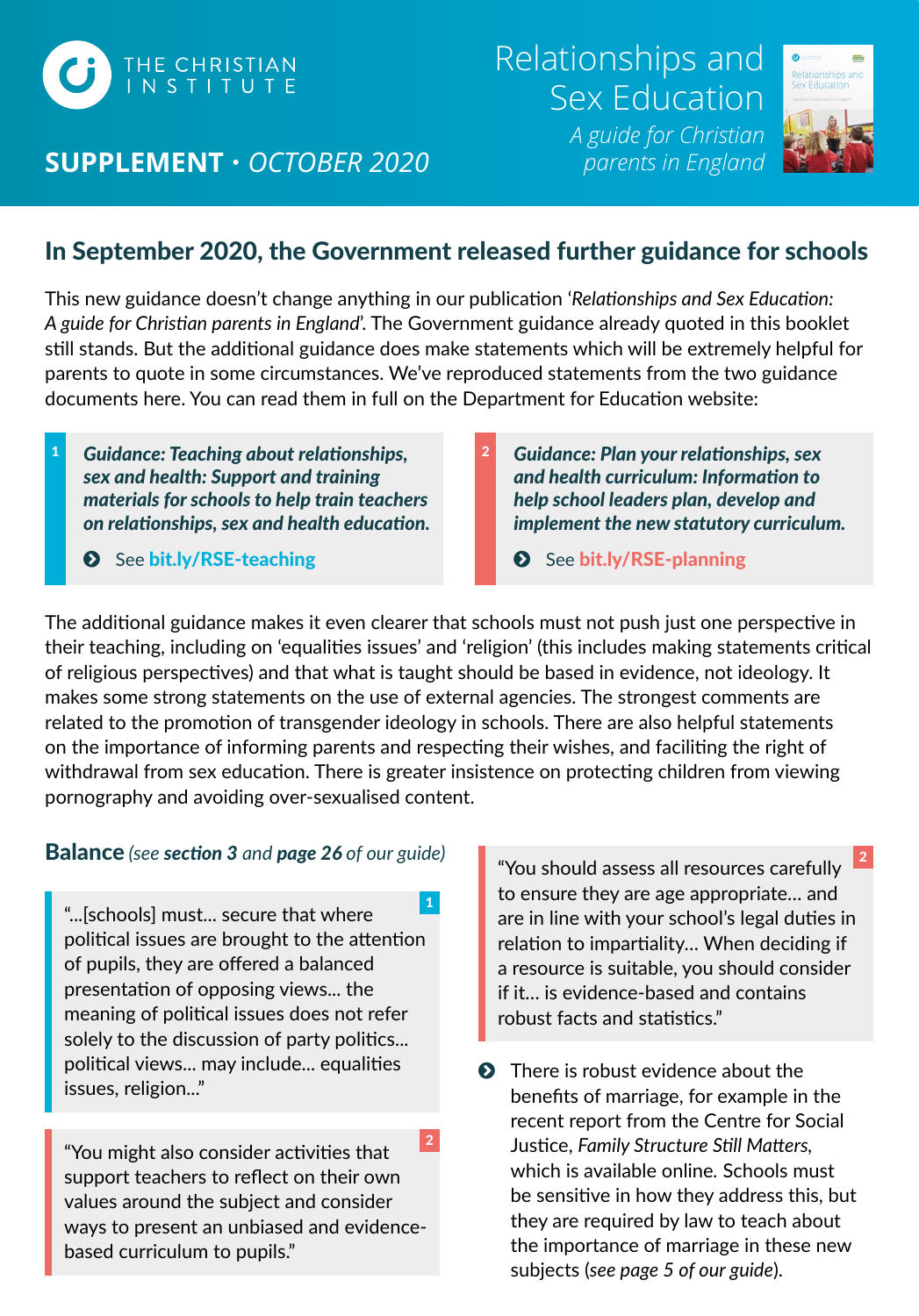THE CHRISTIAN INSTITUTE

**SUPPLEMENT** · *OCTOBER 2020*

# Relationships and Sex Education

*A guide for Christian parents in England*

## In September 2020, the Government released further guidance for schools

This new guidance doesn't change anything in our publication '*Relationships and Sex Education: A guide for Christian parents in England*'. The Government guidance already quoted in this booklet still stands. But the additional guidance does make statements which will be extremely helpful for parents to quote in some circumstances. We've reproduced statements from the two guidance documents here. You can read them in full on the Department for Education website:

1. ***Guidance: Teaching about relationships, sex and health: Support and training materials for schools to help train teachers on relationships, sex and health education.***
   See bit.ly/RSE-teaching

2. ***Guidance: Plan your relationships, sex and health curriculum: Information to help school leaders plan, develop and implement the new statutory curriculum.***
   See bit.ly/RSE-planning

The additional guidance makes it even clearer that schools must not push just one perspective in their teaching, including on 'equalities issues' and 'religion' (this includes making statements critical of religious perspectives) and that what is taught should be based in evidence, not ideology. It makes some strong statements on the use of external agencies. The strongest comments are related to the promotion of transgender ideology in schools. There are also helpful statements on the importance of informing parents and respecting their wishes, and faciliting the right of withdrawal from sex education. There is greater insistence on protecting children from viewing pornography and avoiding over-sexualised content.

### Balance *(see **section 3** and **page 26** of our guide)*

> [1] "...[schools] must... secure that where political issues are brought to the attention of pupils, they are offered a balanced presentation of opposing views... the meaning of political issues does not refer solely to the discussion of party politics... political views... may include... equalities issues, religion..."

> [2] "You might also consider activities that support teachers to reflect on their own values around the subject and consider ways to present an unbiased and evidence-based curriculum to pupils."

> [2] "You should assess all resources carefully to ensure they are age appropriate... and are in line with your school's legal duties in relation to impartiality... When deciding if a resource is suitable, you should consider if it... is evidence-based and contains robust facts and statistics."

- There is robust evidence about the benefits of marriage, for example in the recent report from the Centre for Social Justice, *Family Structure Still Matters*, which is available online. Schools must be sensitive in how they address this, but they are required by law to teach about the importance of marriage in these new subjects (*see page 5 of our guide*).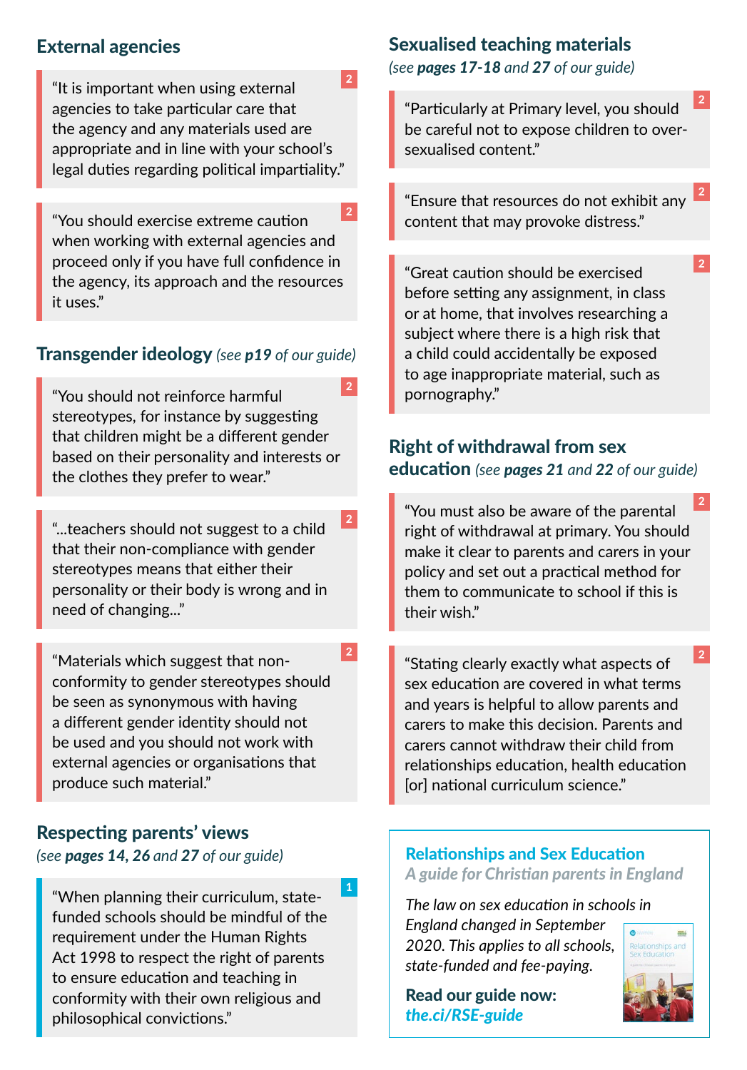## External agencies

"It is important when using external agencies to take particular care that the agency and any materials used are appropriate and in line with your school's legal duties regarding political impartiality." [2]

"You should exercise extreme caution when working with external agencies and proceed only if you have full confidence in the agency, its approach and the resources it uses." [2]

## Transgender ideology *(see **p19** of our guide)*

"You should not reinforce harmful stereotypes, for instance by suggesting that children might be a different gender based on their personality and interests or the clothes they prefer to wear." [2]

"...teachers should not suggest to a child that their non-compliance with gender stereotypes means that either their personality or their body is wrong and in need of changing..." [2]

"Materials which suggest that non-conformity to gender stereotypes should be seen as synonymous with having a different gender identity should not be used and you should not work with external agencies or organisations that produce such material." [2]

## Respecting parents' views

*(see **pages 14**, **26** and **27** of our guide)*

"When planning their curriculum, state-funded schools should be mindful of the requirement under the Human Rights Act 1998 to respect the right of parents to ensure education and teaching in conformity with their own religious and philosophical convictions." [1]

## Sexualised teaching materials

*(see **pages 17-18** and **27** of our guide)*

"Particularly at Primary level, you should be careful not to expose children to over-sexualised content." [2]

"Ensure that resources do not exhibit any content that may provoke distress." [2]

"Great caution should be exercised before setting any assignment, in class or at home, that involves researching a subject where there is a high risk that a child could accidentally be exposed to age inappropriate material, such as pornography." [2]

## Right of withdrawal from sex education *(see **pages 21** and **22** of our guide)*

"You must also be aware of the parental right of withdrawal at primary. You should make it clear to parents and carers in your policy and set out a practical method for them to communicate to school if this is their wish." [2]

"Stating clearly exactly what aspects of sex education are covered in what terms and years is helpful to allow parents and carers to make this decision. Parents and carers cannot withdraw their child from relationships education, health education [or] national curriculum science." [2]

### Relationships and Sex Education

***A guide for Christian parents in England***

*The law on sex education in schools in England changed in September 2020. This applies to all schools, state-funded and fee-paying.*

**Read our guide now:** ***the.ci/RSE-guide***